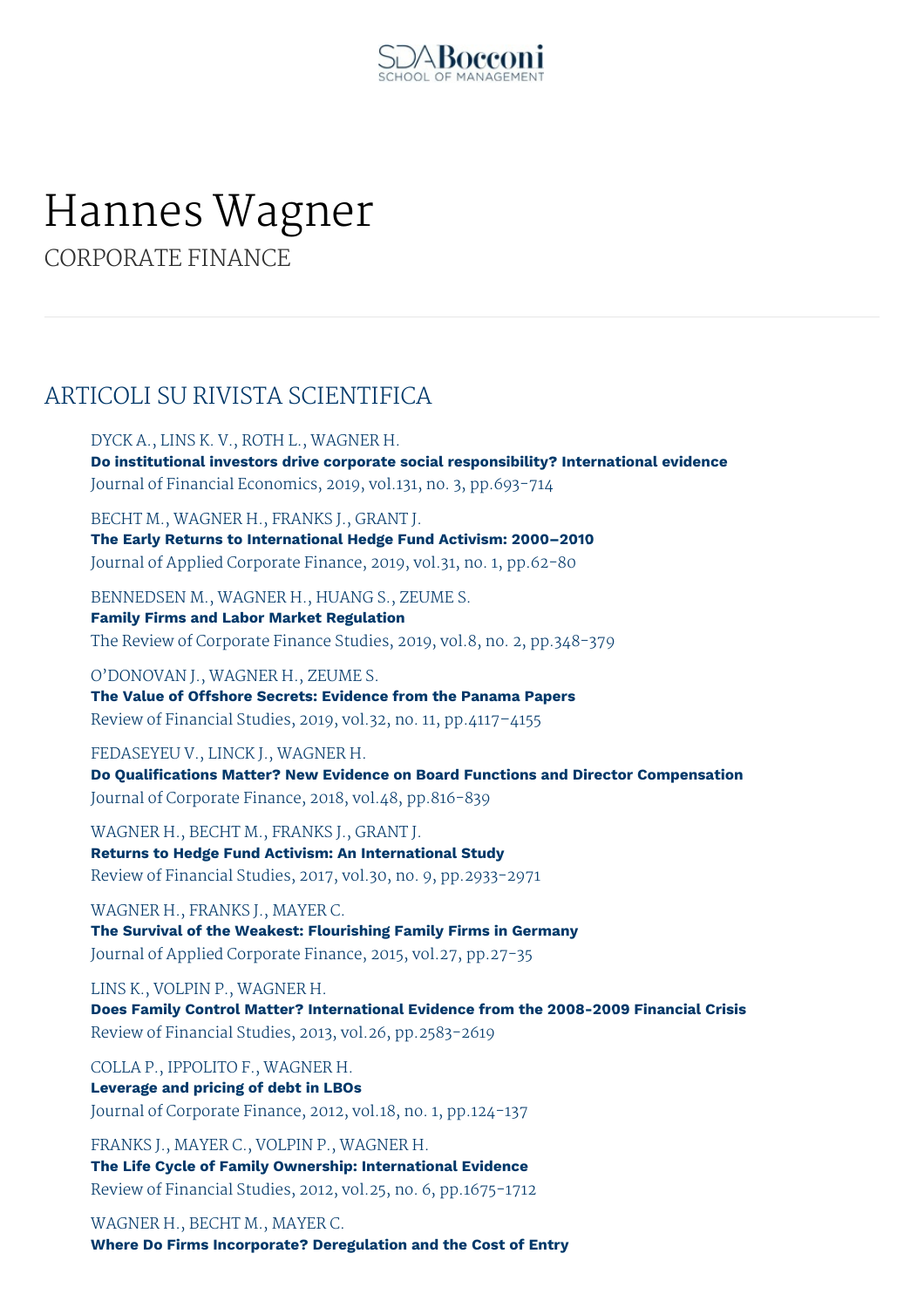# Hannes Wagner

CORPORATE FINANCE

## ARTICOLI SU RIVISTA SCIENTIFICA

DYCK A., LINS K. V., ROTH L., WAGNER H.
**Do institutional investors drive corporate social responsibility? International evidence**
Journal of Financial Economics, 2019, vol.131, no. 3, pp.693-714

BECHT M., WAGNER H., FRANKS J., GRANT J.
**The Early Returns to International Hedge Fund Activism: 2000–2010**
Journal of Applied Corporate Finance, 2019, vol.31, no. 1, pp.62-80

BENNEDSEN M., WAGNER H., HUANG S., ZEUME S.
**Family Firms and Labor Market Regulation**
The Review of Corporate Finance Studies, 2019, vol.8, no. 2, pp.348-379

O'DONOVAN J., WAGNER H., ZEUME S.
**The Value of Offshore Secrets: Evidence from the Panama Papers**
Review of Financial Studies, 2019, vol.32, no. 11, pp.4117-4155

FEDASEYEU V., LINCK J., WAGNER H.
**Do Qualifications Matter? New Evidence on Board Functions and Director Compensation**
Journal of Corporate Finance, 2018, vol.48, pp.816-839

WAGNER H., BECHT M., FRANKS J., GRANT J.
**Returns to Hedge Fund Activism: An International Study**
Review of Financial Studies, 2017, vol.30, no. 9, pp.2933-2971

WAGNER H., FRANKS J., MAYER C.
**The Survival of the Weakest: Flourishing Family Firms in Germany**
Journal of Applied Corporate Finance, 2015, vol.27, pp.27-35

LINS K., VOLPIN P., WAGNER H.
**Does Family Control Matter? International Evidence from the 2008-2009 Financial Crisis**
Review of Financial Studies, 2013, vol.26, pp.2583-2619

COLLA P., IPPOLITO F., WAGNER H.
**Leverage and pricing of debt in LBOs**
Journal of Corporate Finance, 2012, vol.18, no. 1, pp.124-137

FRANKS J., MAYER C., VOLPIN P., WAGNER H.
**The Life Cycle of Family Ownership: International Evidence**
Review of Financial Studies, 2012, vol.25, no. 6, pp.1675-1712

WAGNER H., BECHT M., MAYER C.
**Where Do Firms Incorporate? Deregulation and the Cost of Entry**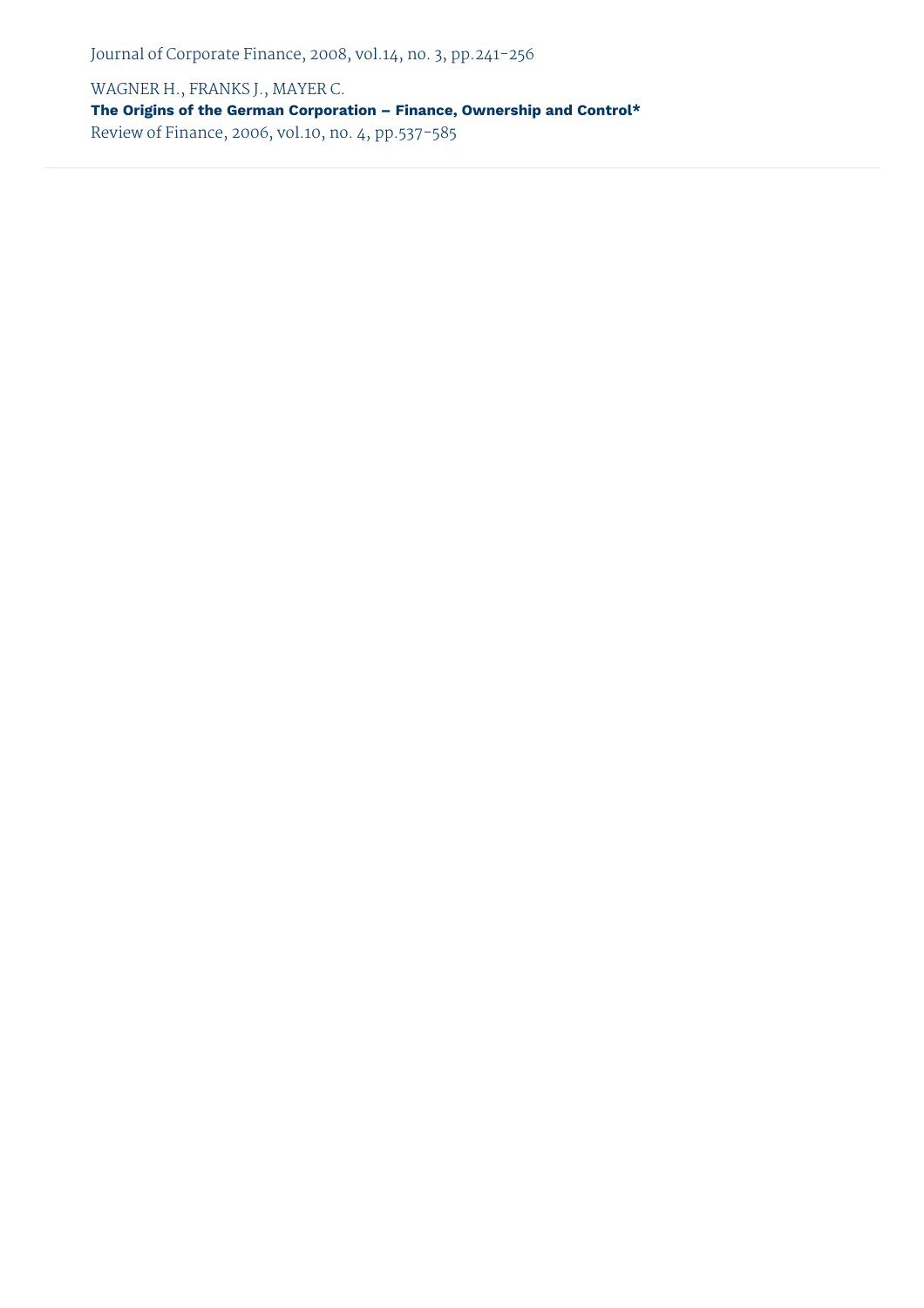Journal of Corporate Finance, 2008, vol.14, no. 3, pp.241-256

WAGNER H., FRANKS J., MAYER C.
**The Origins of the German Corporation – Finance, Ownership and Control***
Review of Finance, 2006, vol.10, no. 4, pp.537-585